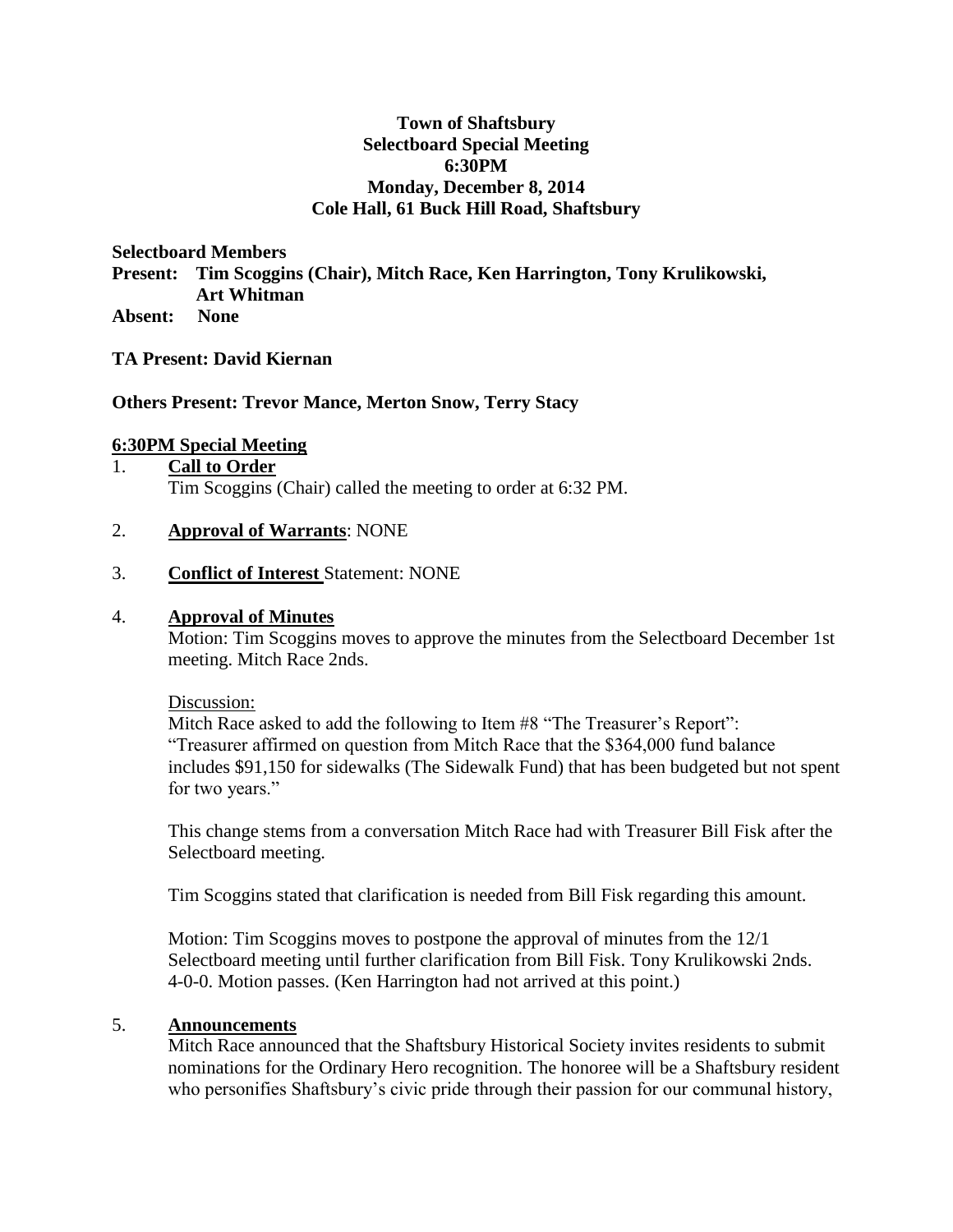# Town of Shaftsbury
## Selectboard Special Meeting
## 6:30PM
## Monday, December 8, 2014
## Cole Hall, 61 Buck Hill Road, Shaftsbury

**Selectboard Members**
**Present: Tim Scoggins (Chair), Mitch Race, Ken Harrington, Tony Krulikowski, Art Whitman**
**Absent: None**

**TA Present: David Kiernan**

**Others Present: Trevor Mance, Merton Snow, Terry Stacy**

**6:30PM Special Meeting**

1. **Call to Order**
   Tim Scoggins (Chair) called the meeting to order at 6:32 PM.

2. **Approval of Warrants**: NONE

3. **Conflict of Interest** Statement: NONE

4. **Approval of Minutes**
   Motion: Tim Scoggins moves to approve the minutes from the Selectboard December 1st meeting. Mitch Race 2nds.

   Discussion:
   Mitch Race asked to add the following to Item #8 "The Treasurer's Report": "Treasurer affirmed on question from Mitch Race that the $364,000 fund balance includes $91,150 for sidewalks (The Sidewalk Fund) that has been budgeted but not spent for two years."

   This change stems from a conversation Mitch Race had with Treasurer Bill Fisk after the Selectboard meeting.

   Tim Scoggins stated that clarification is needed from Bill Fisk regarding this amount.

   Motion: Tim Scoggins moves to postpone the approval of minutes from the 12/1 Selectboard meeting until further clarification from Bill Fisk. Tony Krulikowski 2nds. 4-0-0. Motion passes. (Ken Harrington had not arrived at this point.)

5. **Announcements**
   Mitch Race announced that the Shaftsbury Historical Society invites residents to submit nominations for the Ordinary Hero recognition. The honoree will be a Shaftsbury resident who personifies Shaftsbury's civic pride through their passion for our communal history,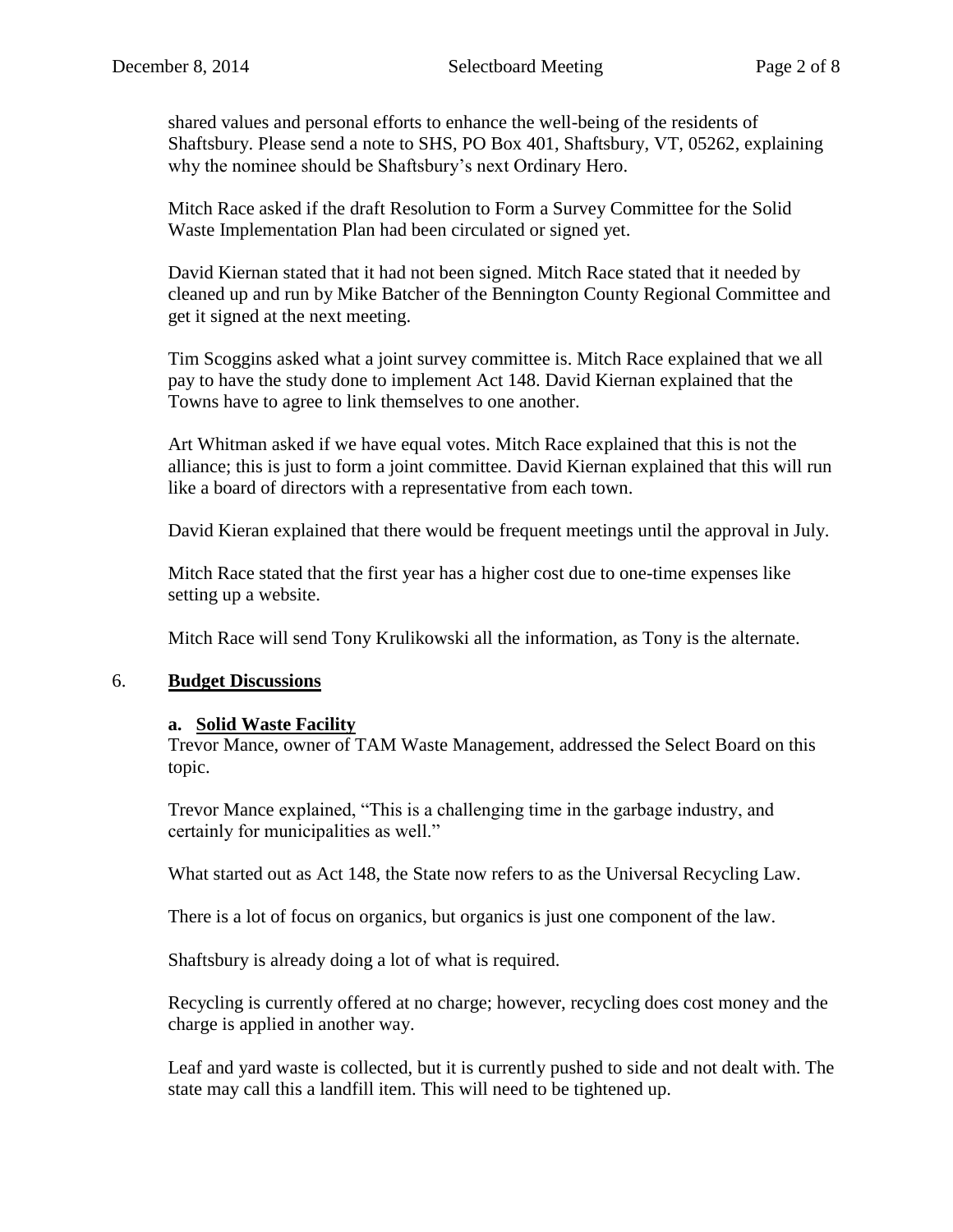shared values and personal efforts to enhance the well-being of the residents of Shaftsbury. Please send a note to SHS, PO Box 401, Shaftsbury, VT, 05262, explaining why the nominee should be Shaftsbury's next Ordinary Hero.

Mitch Race asked if the draft Resolution to Form a Survey Committee for the Solid Waste Implementation Plan had been circulated or signed yet.

David Kiernan stated that it had not been signed. Mitch Race stated that it needed by cleaned up and run by Mike Batcher of the Bennington County Regional Committee and get it signed at the next meeting.

Tim Scoggins asked what a joint survey committee is. Mitch Race explained that we all pay to have the study done to implement Act 148. David Kiernan explained that the Towns have to agree to link themselves to one another.

Art Whitman asked if we have equal votes. Mitch Race explained that this is not the alliance; this is just to form a joint committee. David Kiernan explained that this will run like a board of directors with a representative from each town.

David Kieran explained that there would be frequent meetings until the approval in July.

Mitch Race stated that the first year has a higher cost due to one-time expenses like setting up a website.

Mitch Race will send Tony Krulikowski all the information, as Tony is the alternate.

## 6. **Budget Discussions**

### a. **Solid Waste Facility**

Trevor Mance, owner of TAM Waste Management, addressed the Select Board on this topic.

Trevor Mance explained, "This is a challenging time in the garbage industry, and certainly for municipalities as well."

What started out as Act 148, the State now refers to as the Universal Recycling Law.

There is a lot of focus on organics, but organics is just one component of the law.

Shaftsbury is already doing a lot of what is required.

Recycling is currently offered at no charge; however, recycling does cost money and the charge is applied in another way.

Leaf and yard waste is collected, but it is currently pushed to side and not dealt with. The state may call this a landfill item. This will need to be tightened up.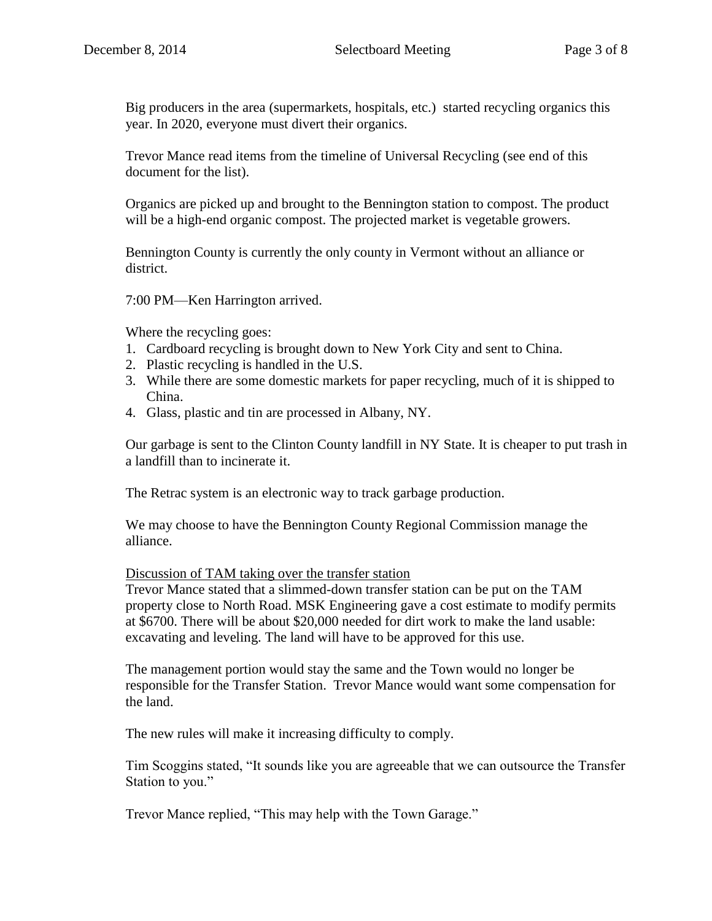Big producers in the area (supermarkets, hospitals, etc.) started recycling organics this year. In 2020, everyone must divert their organics.

Trevor Mance read items from the timeline of Universal Recycling (see end of this document for the list).

Organics are picked up and brought to the Bennington station to compost. The product will be a high-end organic compost. The projected market is vegetable growers.

Bennington County is currently the only county in Vermont without an alliance or district.

7:00 PM—Ken Harrington arrived.

Where the recycling goes:

1. Cardboard recycling is brought down to New York City and sent to China.
2. Plastic recycling is handled in the U.S.
3. While there are some domestic markets for paper recycling, much of it is shipped to China.
4. Glass, plastic and tin are processed in Albany, NY.

Our garbage is sent to the Clinton County landfill in NY State. It is cheaper to put trash in a landfill than to incinerate it.

The Retrac system is an electronic way to track garbage production.

We may choose to have the Bennington County Regional Commission manage the alliance.

Discussion of TAM taking over the transfer station

Trevor Mance stated that a slimmed-down transfer station can be put on the TAM property close to North Road. MSK Engineering gave a cost estimate to modify permits at $6700. There will be about $20,000 needed for dirt work to make the land usable: excavating and leveling. The land will have to be approved for this use.

The management portion would stay the same and the Town would no longer be responsible for the Transfer Station. Trevor Mance would want some compensation for the land.

The new rules will make it increasing difficulty to comply.

Tim Scoggins stated, "It sounds like you are agreeable that we can outsource the Transfer Station to you."

Trevor Mance replied, "This may help with the Town Garage."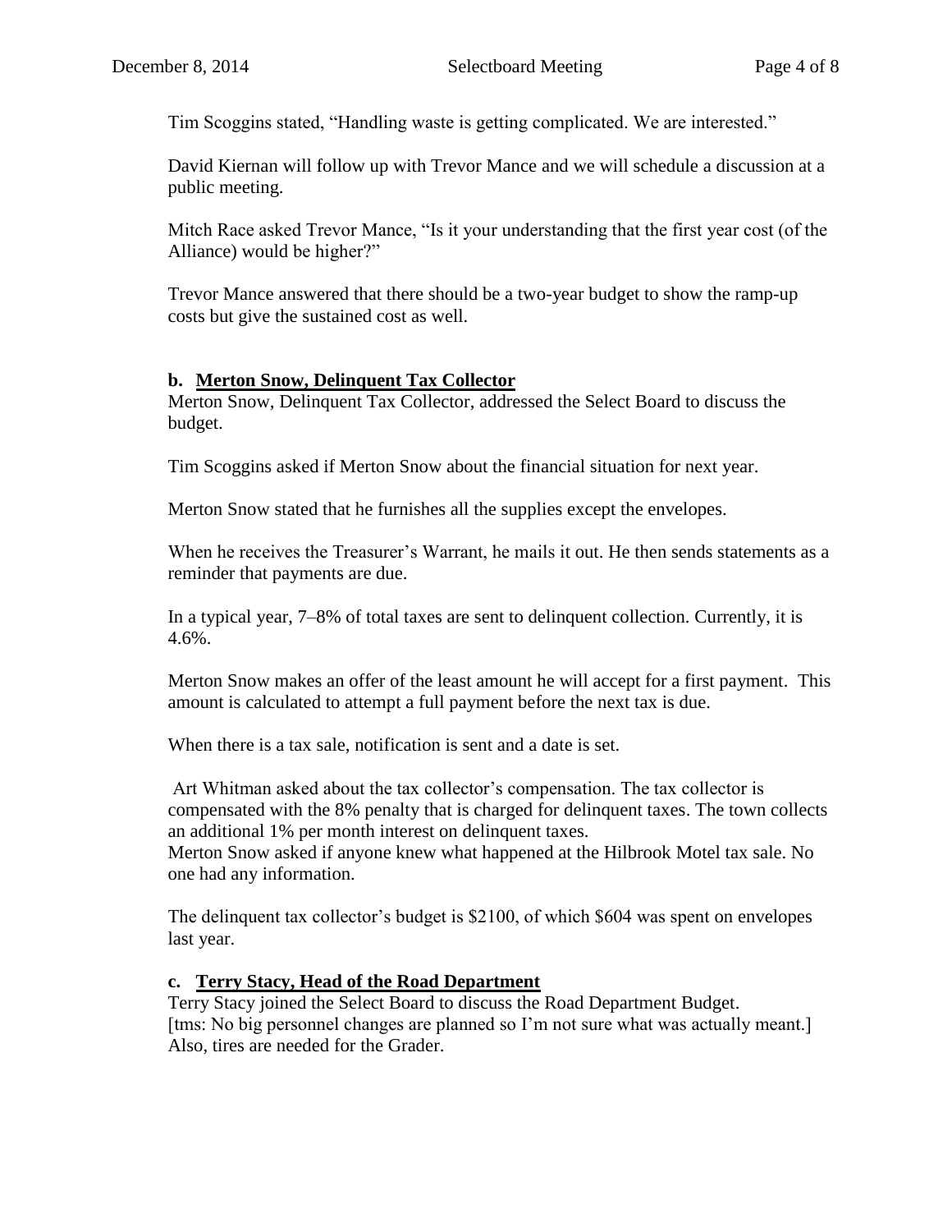Tim Scoggins stated, "Handling waste is getting complicated. We are interested."

David Kiernan will follow up with Trevor Mance and we will schedule a discussion at a public meeting.

Mitch Race asked Trevor Mance, "Is it your understanding that the first year cost (of the Alliance) would be higher?"

Trevor Mance answered that there should be a two-year budget to show the ramp-up costs but give the sustained cost as well.

### b. Merton Snow, Delinquent Tax Collector

Merton Snow, Delinquent Tax Collector, addressed the Select Board to discuss the budget.

Tim Scoggins asked if Merton Snow about the financial situation for next year.

Merton Snow stated that he furnishes all the supplies except the envelopes.

When he receives the Treasurer's Warrant, he mails it out. He then sends statements as a reminder that payments are due.

In a typical year, 7–8% of total taxes are sent to delinquent collection. Currently, it is 4.6%.

Merton Snow makes an offer of the least amount he will accept for a first payment. This amount is calculated to attempt a full payment before the next tax is due.

When there is a tax sale, notification is sent and a date is set.

Art Whitman asked about the tax collector's compensation. The tax collector is compensated with the 8% penalty that is charged for delinquent taxes. The town collects an additional 1% per month interest on delinquent taxes.
Merton Snow asked if anyone knew what happened at the Hilbrook Motel tax sale. No one had any information.

The delinquent tax collector's budget is $2100, of which $604 was spent on envelopes last year.

### c. Terry Stacy, Head of the Road Department

Terry Stacy joined the Select Board to discuss the Road Department Budget.
[tms: No big personnel changes are planned so I'm not sure what was actually meant.]
Also, tires are needed for the Grader.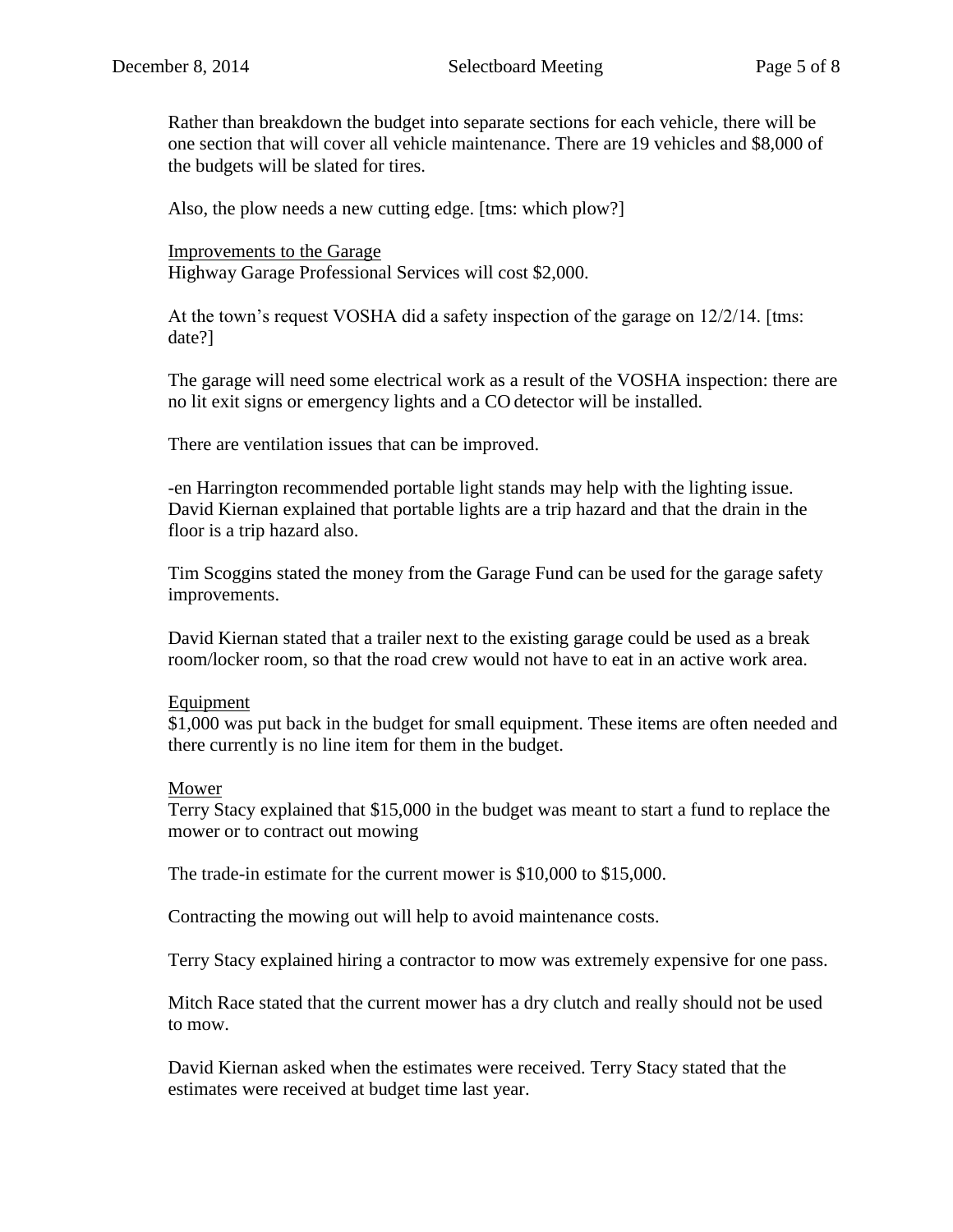Rather than breakdown the budget into separate sections for each vehicle, there will be one section that will cover all vehicle maintenance. There are 19 vehicles and $8,000 of the budgets will be slated for tires.

Also, the plow needs a new cutting edge. [tms: which plow?]

Improvements to the Garage
Highway Garage Professional Services will cost $2,000.

At the town's request VOSHA did a safety inspection of the garage on 12/2/14. [tms: date?]

The garage will need some electrical work as a result of the VOSHA inspection: there are no lit exit signs or emergency lights and a CO detector will be installed.

There are ventilation issues that can be improved.

-en Harrington recommended portable light stands may help with the lighting issue. David Kiernan explained that portable lights are a trip hazard and that the drain in the floor is a trip hazard also.

Tim Scoggins stated the money from the Garage Fund can be used for the garage safety improvements.

David Kiernan stated that a trailer next to the existing garage could be used as a break room/locker room, so that the road crew would not have to eat in an active work area.

Equipment
$1,000 was put back in the budget for small equipment. These items are often needed and there currently is no line item for them in the budget.

Mower
Terry Stacy explained that $15,000 in the budget was meant to start a fund to replace the mower or to contract out mowing

The trade-in estimate for the current mower is $10,000 to $15,000.

Contracting the mowing out will help to avoid maintenance costs.

Terry Stacy explained hiring a contractor to mow was extremely expensive for one pass.

Mitch Race stated that the current mower has a dry clutch and really should not be used to mow.

David Kiernan asked when the estimates were received. Terry Stacy stated that the estimates were received at budget time last year.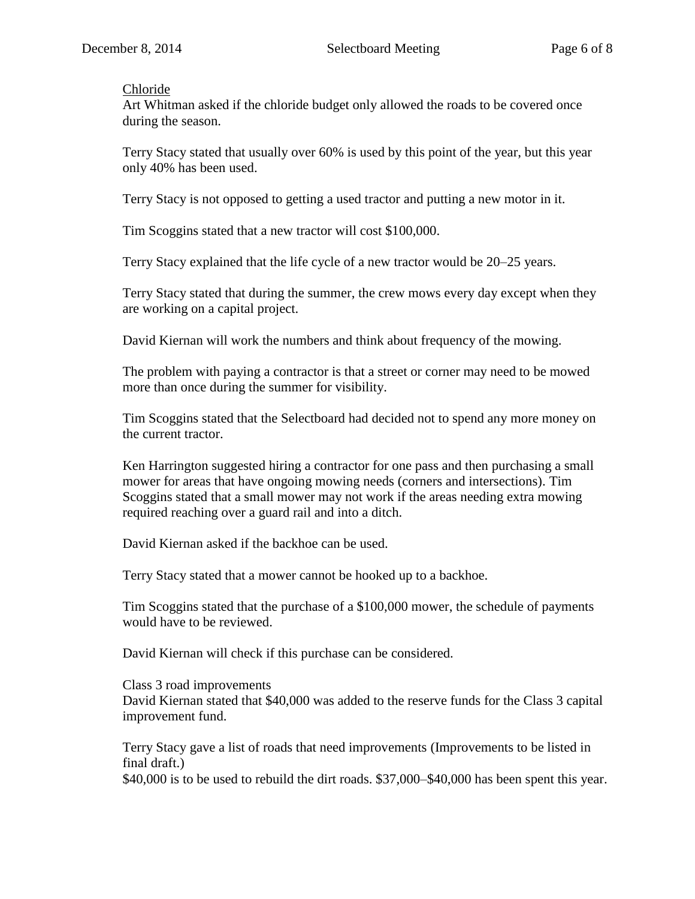<u>Chloride</u>
Art Whitman asked if the chloride budget only allowed the roads to be covered once during the season.

Terry Stacy stated that usually over 60% is used by this point of the year, but this year only 40% has been used.

Terry Stacy is not opposed to getting a used tractor and putting a new motor in it.

Tim Scoggins stated that a new tractor will cost $100,000.

Terry Stacy explained that the life cycle of a new tractor would be 20–25 years.

Terry Stacy stated that during the summer, the crew mows every day except when they are working on a capital project.

David Kiernan will work the numbers and think about frequency of the mowing.

The problem with paying a contractor is that a street or corner may need to be mowed more than once during the summer for visibility.

Tim Scoggins stated that the Selectboard had decided not to spend any more money on the current tractor.

Ken Harrington suggested hiring a contractor for one pass and then purchasing a small mower for areas that have ongoing mowing needs (corners and intersections). Tim Scoggins stated that a small mower may not work if the areas needing extra mowing required reaching over a guard rail and into a ditch.

David Kiernan asked if the backhoe can be used.

Terry Stacy stated that a mower cannot be hooked up to a backhoe.

Tim Scoggins stated that the purchase of a $100,000 mower, the schedule of payments would have to be reviewed.

David Kiernan will check if this purchase can be considered.

Class 3 road improvements
David Kiernan stated that $40,000 was added to the reserve funds for the Class 3 capital improvement fund.

Terry Stacy gave a list of roads that need improvements (Improvements to be listed in final draft.)
$40,000 is to be used to rebuild the dirt roads. $37,000–$40,000 has been spent this year.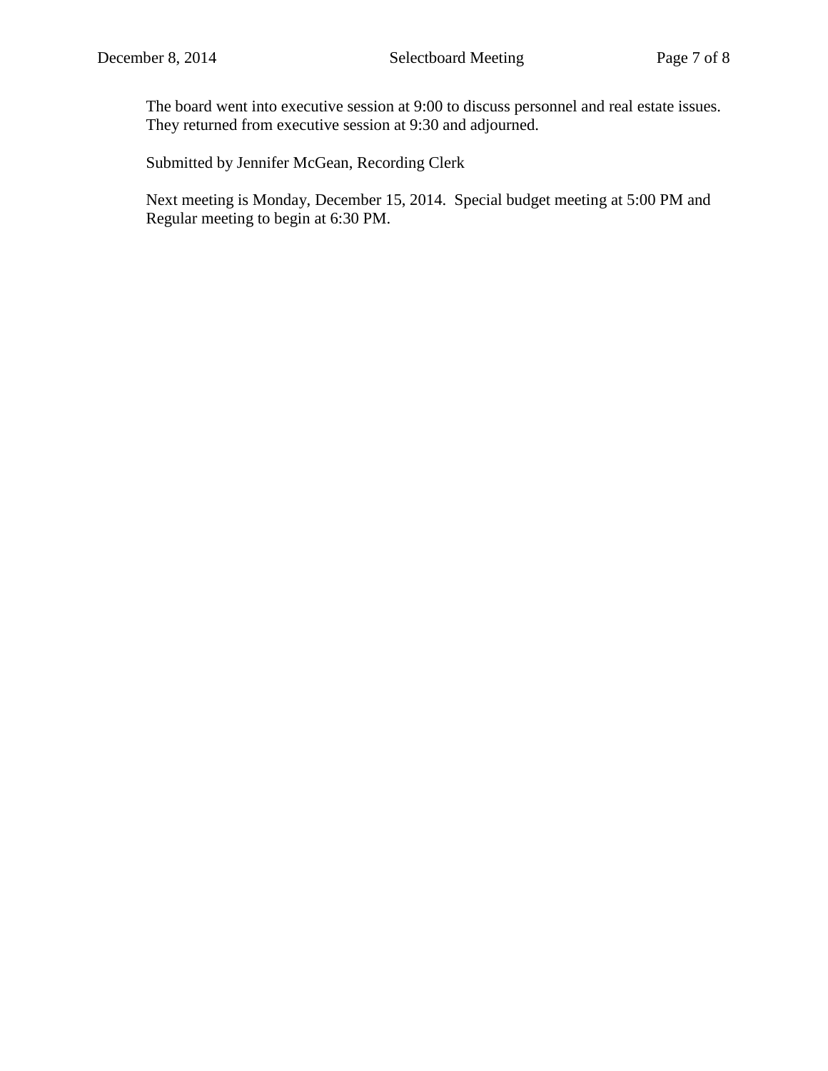The board went into executive session at 9:00 to discuss personnel and real estate issues. They returned from executive session at 9:30 and adjourned.

Submitted by Jennifer McGean, Recording Clerk

Next meeting is Monday, December 15, 2014. Special budget meeting at 5:00 PM and Regular meeting to begin at 6:30 PM.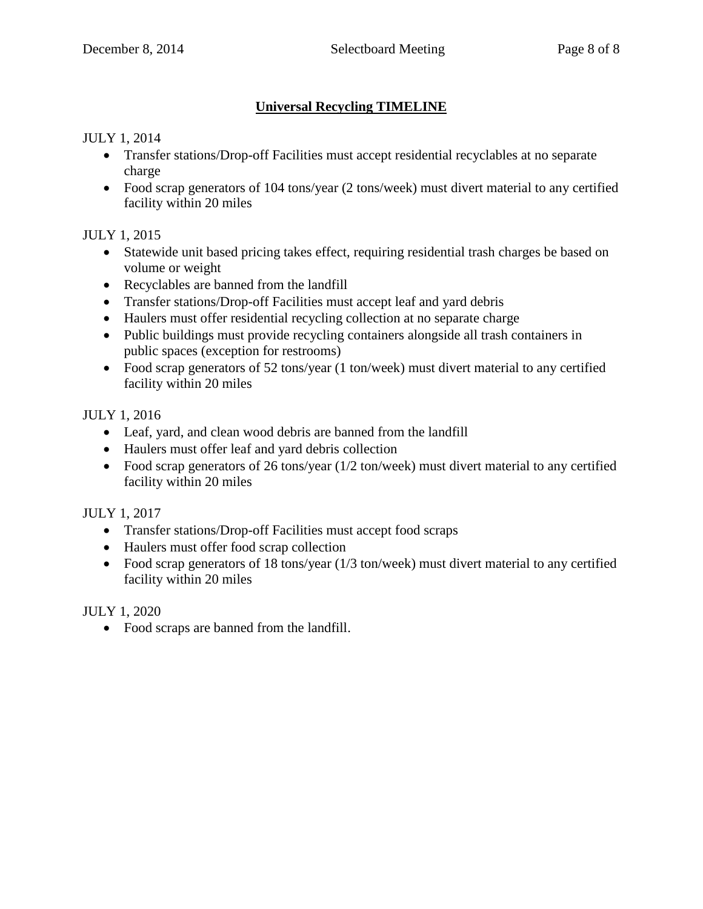## Universal Recycling TIMELINE

JULY 1, 2014

- Transfer stations/Drop-off Facilities must accept residential recyclables at no separate charge
- Food scrap generators of 104 tons/year (2 tons/week) must divert material to any certified facility within 20 miles

JULY 1, 2015

- Statewide unit based pricing takes effect, requiring residential trash charges be based on volume or weight
- Recyclables are banned from the landfill
- Transfer stations/Drop-off Facilities must accept leaf and yard debris
- Haulers must offer residential recycling collection at no separate charge
- Public buildings must provide recycling containers alongside all trash containers in public spaces (exception for restrooms)
- Food scrap generators of 52 tons/year (1 ton/week) must divert material to any certified facility within 20 miles

JULY 1, 2016

- Leaf, yard, and clean wood debris are banned from the landfill
- Haulers must offer leaf and yard debris collection
- Food scrap generators of 26 tons/year (1/2 ton/week) must divert material to any certified facility within 20 miles

JULY 1, 2017

- Transfer stations/Drop-off Facilities must accept food scraps
- Haulers must offer food scrap collection
- Food scrap generators of 18 tons/year (1/3 ton/week) must divert material to any certified facility within 20 miles

JULY 1, 2020

- Food scraps are banned from the landfill.